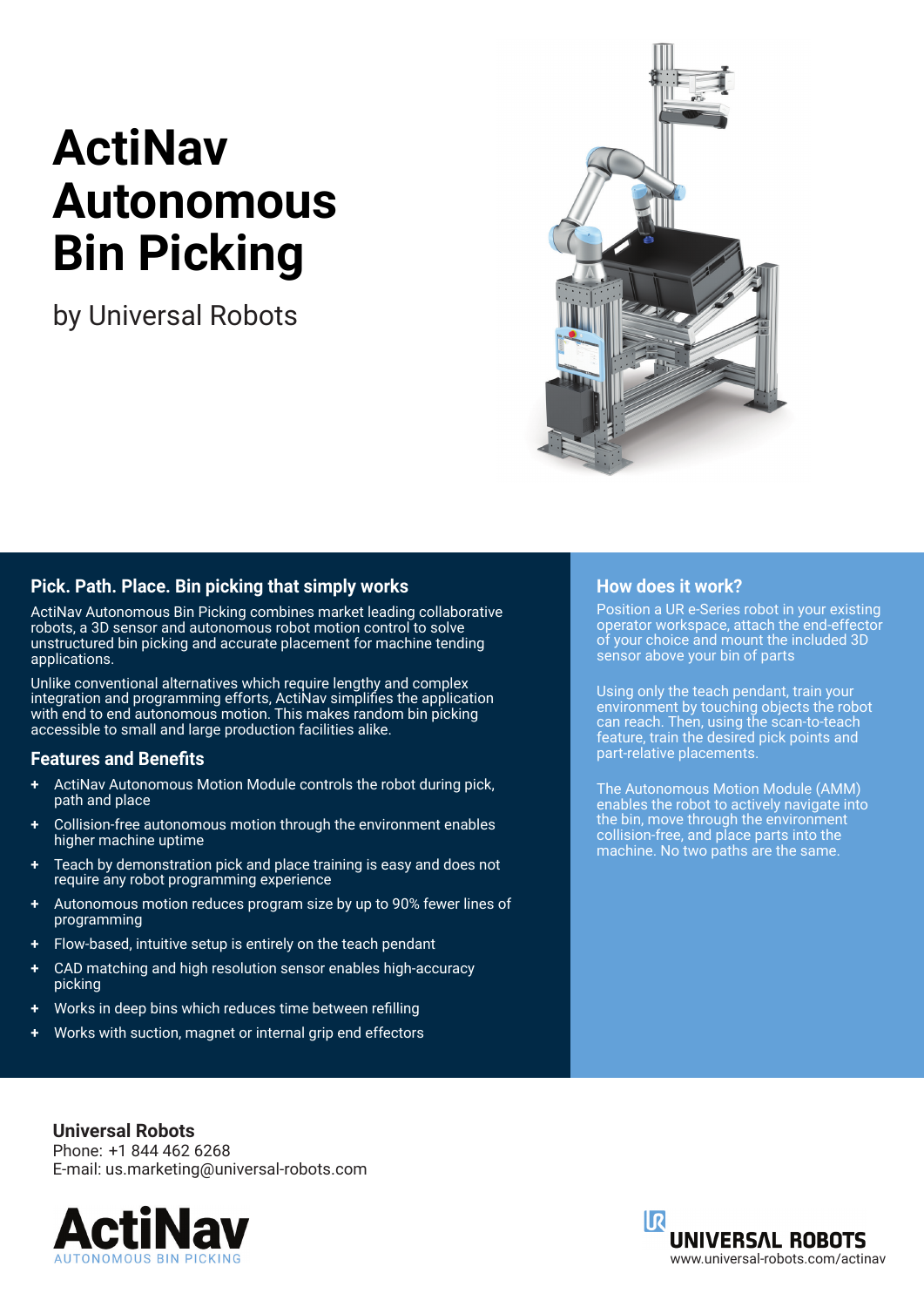# ActiNav Autonomous Bin Picking

by Universal Robots

## Pick. Path. Place. Bin picking that simply works

ActiNav Autonomous Bin Picking combines market leading collaborative robots, a 3D sensor and autonomous robot motion control to solve unstructured bin picking and accurate placement for machine tending applications.

Unlike conventional alternatives which require lengthy and complex integration and programming efforts, ActiNav simplifies the application with end to end autonomous motion. This makes random bin picking accessible to small and large production facilities alike.

## Features and Benefits

- ActiNav Autonomous Motion Module controls the robot during pick, path and place
- Collision-free autonomous motion through the environment enables higher machine uptime
- Teach by demonstration pick and place training is easy and does not require any robot programming experience
- Autonomous motion reduces program size by up to 90% fewer lines of programming
- Flow-based, intuitive setup is entirely on the teach pendant
- CAD matching and high resolution sensor enables high-accuracy picking
- Works in deep bins which reduces time between refilling
- Works with suction, magnet or internal grip end effectors

## How does it work?

Position a UR e-Series robot in your existing operator workspace, attach the end-effector of your choice and mount the included 3D sensor above your bin of parts

Using only the teach pendant, train your environment by touching objects the robot can reach. Then, using the scan-to-teach feature, train the desired pick points and part-relative placements.

The Autonomous Motion Module (AMM) enables the robot to actively navigate into the bin, move through the environment collision-free, and place parts into the machine. No two paths are the same.

**Universal Robots**
Phone: +1 844 462 6268
E-mail: us.marketing@universal-robots.com

ActiNav
AUTONOMOUS BIN PICKING

UNIVERSAL ROBOTS
www.universal-robots.com/actinav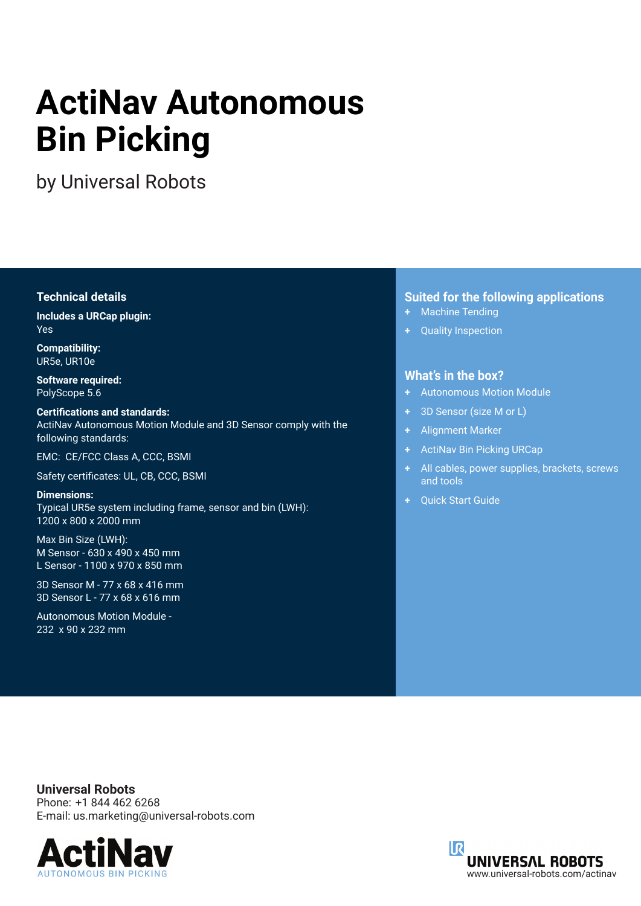# ActiNav Autonomous Bin Picking

by Universal Robots

## Technical details

**Includes a URCap plugin:**
Yes

**Compatibility:**
UR5e, UR10e

**Software required:**
PolyScope 5.6

**Certifications and standards:**
ActiNav Autonomous Motion Module and 3D Sensor comply with the following standards:

EMC: CE/FCC Class A, CCC, BSMI

Safety certificates: UL, CB, CCC, BSMI

**Dimensions:**
Typical UR5e system including frame, sensor and bin (LWH):
1200 x 800 x 2000 mm

Max Bin Size (LWH):
M Sensor - 630 x 490 x 450 mm
L Sensor - 1100 x 970 x 850 mm

3D Sensor M - 77 x 68 x 416 mm
3D Sensor L - 77 x 68 x 616 mm

Autonomous Motion Module -
232 x 90 x 232 mm

## Suited for the following applications

- Machine Tending
- Quality Inspection

## What's in the box?

- Autonomous Motion Module
- 3D Sensor (size M or L)
- Alignment Marker
- ActiNav Bin Picking URCap
- All cables, power supplies, brackets, screws and tools
- Quick Start Guide

**Universal Robots**
Phone: +1 844 462 6268
E-mail: us.marketing@universal-robots.com

ActiNav
AUTONOMOUS BIN PICKING

UNIVERSAL ROBOTS
www.universal-robots.com/actinav